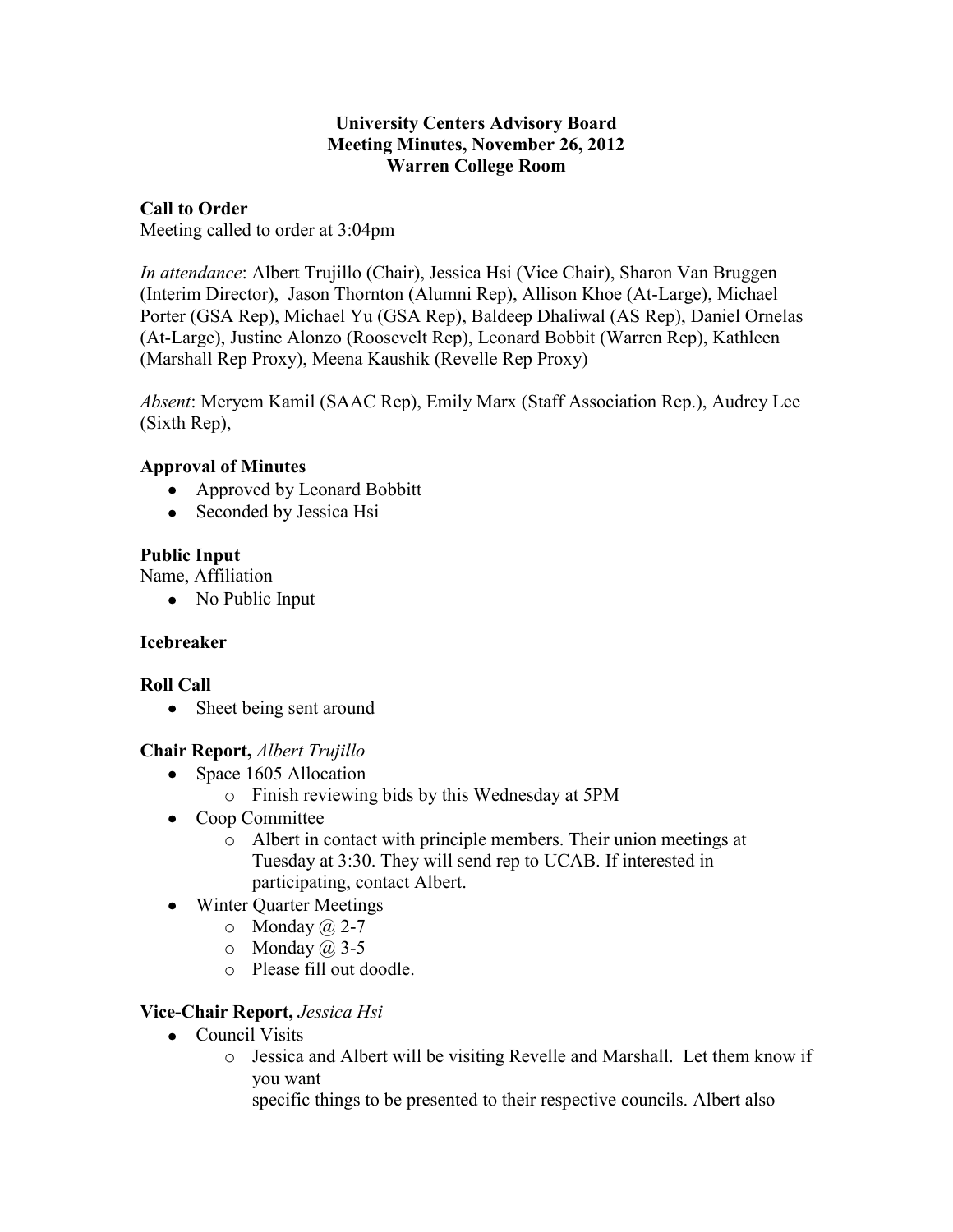**University Centers Advisory Board**
**Meeting Minutes, November 26, 2012**
**Warren College Room**

**Call to Order**

Meeting called to order at 3:04pm

*In attendance*: Albert Trujillo (Chair), Jessica Hsi (Vice Chair), Sharon Van Bruggen (Interim Director), Jason Thornton (Alumni Rep), Allison Khoe (At-Large), Michael Porter (GSA Rep), Michael Yu (GSA Rep), Baldeep Dhaliwal (AS Rep), Daniel Ornelas (At-Large), Justine Alonzo (Roosevelt Rep), Leonard Bobbit (Warren Rep), Kathleen (Marshall Rep Proxy), Meena Kaushik (Revelle Rep Proxy)

*Absent*: Meryem Kamil (SAAC Rep), Emily Marx (Staff Association Rep.), Audrey Lee (Sixth Rep),

**Approval of Minutes**

- Approved by Leonard Bobbitt
- Seconded by Jessica Hsi

**Public Input**

Name, Affiliation

- No Public Input

**Icebreaker**

**Roll Call**

- Sheet being sent around

**Chair Report,** *Albert Trujillo*

- Space 1605 Allocation
  - Finish reviewing bids by this Wednesday at 5PM
- Coop Committee
  - Albert in contact with principle members. Their union meetings at Tuesday at 3:30. They will send rep to UCAB. If interested in participating, contact Albert.
- Winter Quarter Meetings
  - Monday @ 2-7
  - Monday @ 3-5
  - Please fill out doodle.

**Vice-Chair Report,** *Jessica Hsi*

- Council Visits
  - Jessica and Albert will be visiting Revelle and Marshall. Let them know if you want
    specific things to be presented to their respective councils. Albert also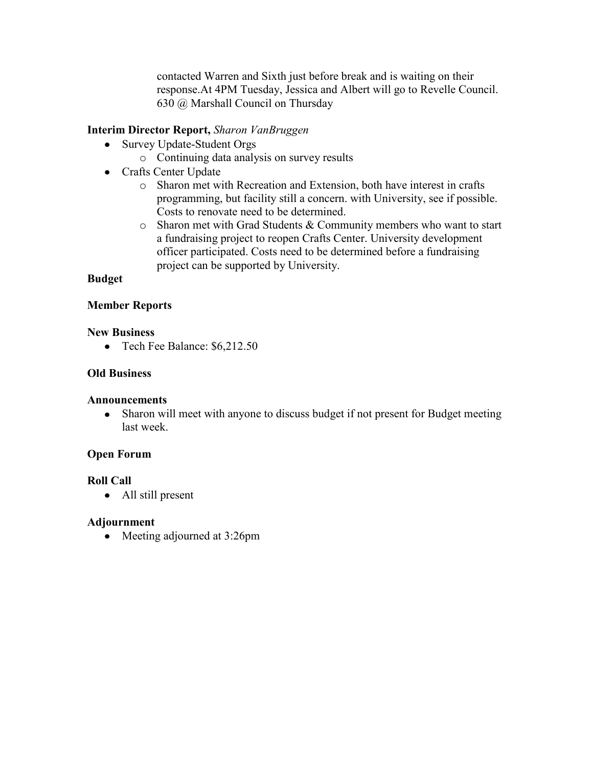contacted Warren and Sixth just before break and is waiting on their response.At 4PM Tuesday, Jessica and Albert will go to Revelle Council. 630 @ Marshall Council on Thursday

**Interim Director Report,** *Sharon VanBruggen*

- Survey Update-Student Orgs
  - Continuing data analysis on survey results
- Crafts Center Update
  - Sharon met with Recreation and Extension, both have interest in crafts programming, but facility still a concern. with University, see if possible. Costs to renovate need to be determined.
  - Sharon met with Grad Students & Community members who want to start a fundraising project to reopen Crafts Center. University development officer participated. Costs need to be determined before a fundraising project can be supported by University.

**Budget**

**Member Reports**

**New Business**

- Tech Fee Balance: $6,212.50

**Old Business**

**Announcements**

- Sharon will meet with anyone to discuss budget if not present for Budget meeting last week.

**Open Forum**

**Roll Call**

- All still present

**Adjournment**

- Meeting adjourned at 3:26pm